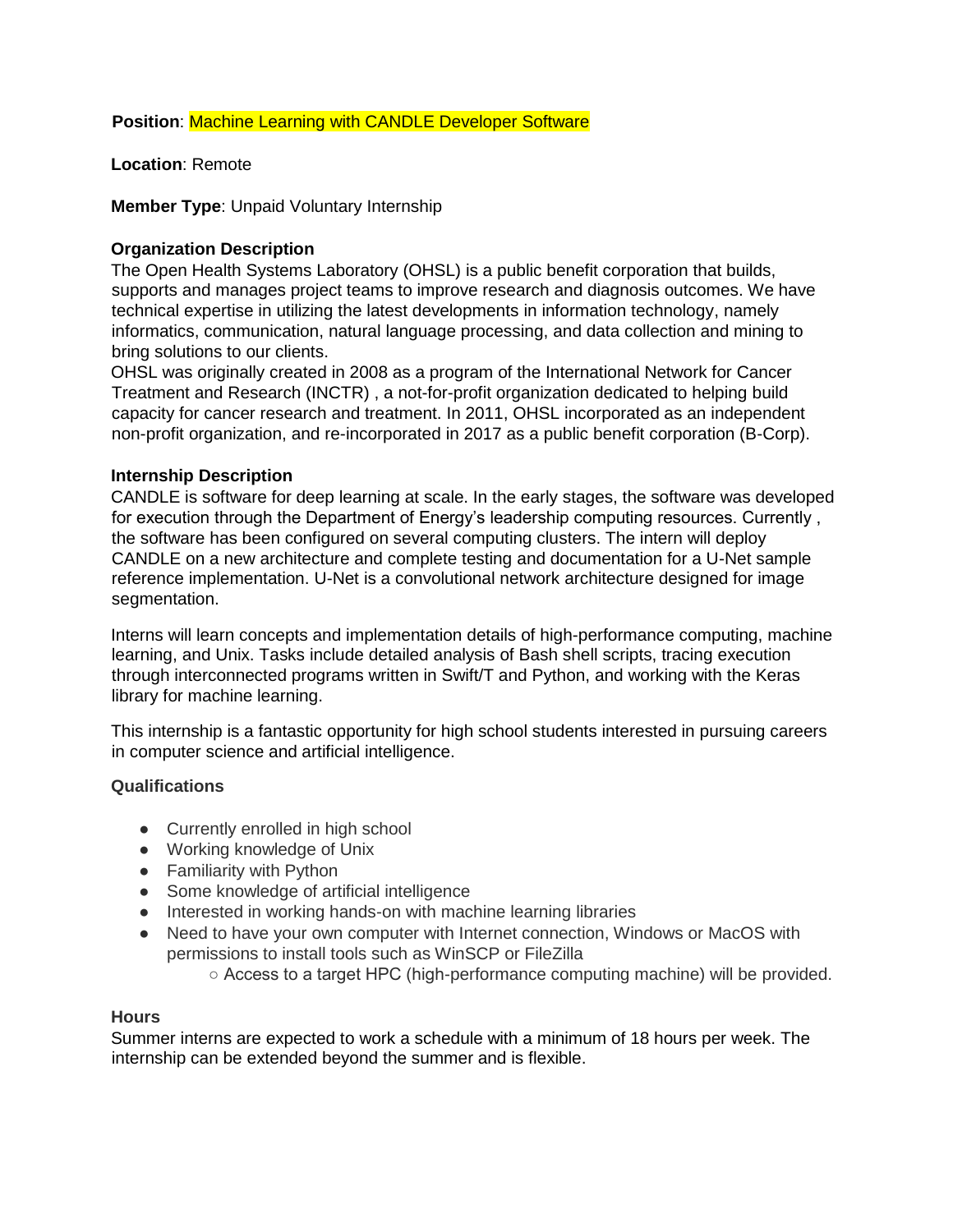**Position**: Machine Learning with CANDLE Developer Software

**Location**: Remote

**Member Type**: Unpaid Voluntary Internship

**Organization Description**

The Open Health Systems Laboratory (OHSL) is a public benefit corporation that builds, supports and manages project teams to improve research and diagnosis outcomes. We have technical expertise in utilizing the latest developments in information technology, namely informatics, communication, natural language processing, and data collection and mining to bring solutions to our clients.

OHSL was originally created in 2008 as a program of the International Network for Cancer Treatment and Research (INCTR) , a not-for-profit organization dedicated to helping build capacity for cancer research and treatment. In 2011, OHSL incorporated as an independent non-profit organization, and re-incorporated in 2017 as a public benefit corporation (B-Corp).

**Internship Description**

CANDLE is software for deep learning at scale. In the early stages, the software was developed for execution through the Department of Energy's leadership computing resources. Currently , the software has been configured on several computing clusters. The intern will deploy CANDLE on a new architecture and complete testing and documentation for a U-Net sample reference implementation. U-Net is a convolutional network architecture designed for image segmentation.

Interns will learn concepts and implementation details of high-performance computing, machine learning, and Unix. Tasks include detailed analysis of Bash shell scripts, tracing execution through interconnected programs written in Swift/T and Python, and working with the Keras library for machine learning.

This internship is a fantastic opportunity for high school students interested in pursuing careers in computer science and artificial intelligence.

**Qualifications**

- Currently enrolled in high school
- Working knowledge of Unix
- Familiarity with Python
- Some knowledge of artificial intelligence
- Interested in working hands-on with machine learning libraries
- Need to have your own computer with Internet connection, Windows or MacOS with permissions to install tools such as WinSCP or FileZilla
  - Access to a target HPC (high-performance computing machine) will be provided.

**Hours**

Summer interns are expected to work a schedule with a minimum of 18 hours per week. The internship can be extended beyond the summer and is flexible.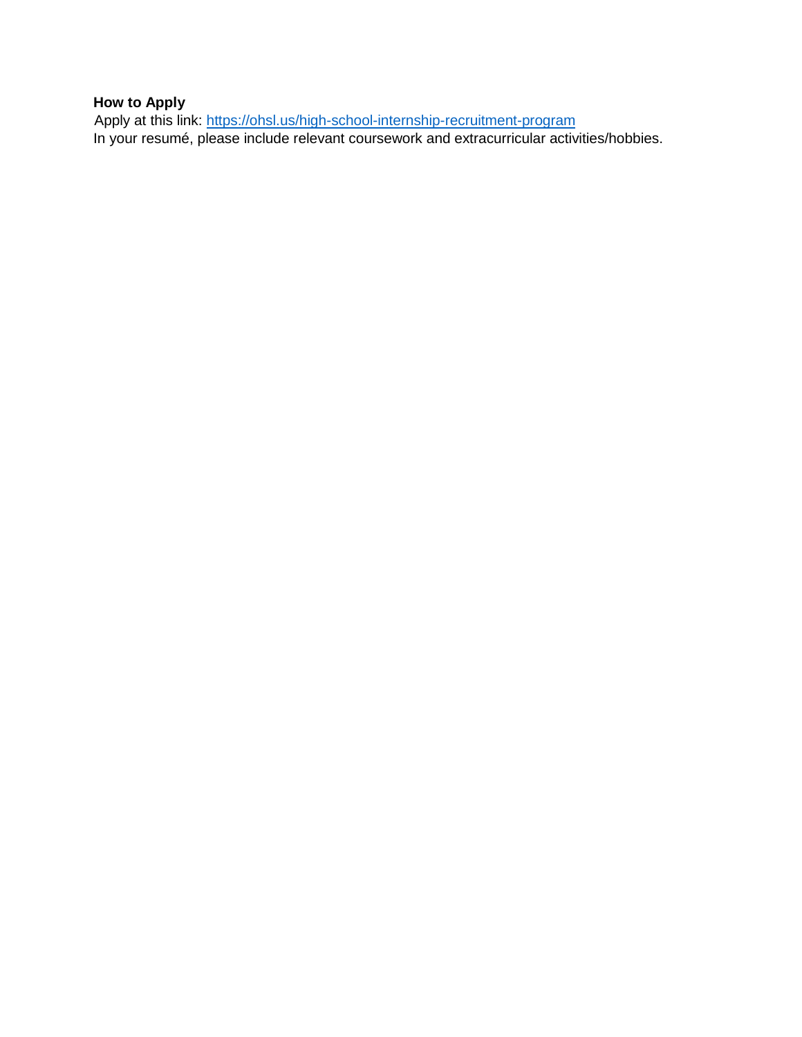**How to Apply**

Apply at this link: https://ohsl.us/high-school-internship-recruitment-program

In your resumé, please include relevant coursework and extracurricular activities/hobbies.